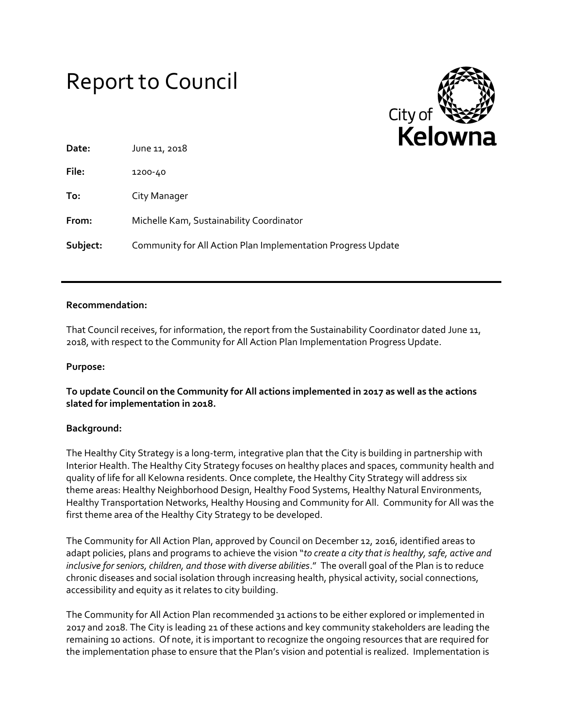# Report to Council

City of Kelowna

**Date:** June 11, 2018

**File:** 1200-40

**To:** City Manager

**From:** Michelle Kam, Sustainability Coordinator

**Subject:** Community for All Action Plan Implementation Progress Update

---

**Recommendation:**

That Council receives, for information, the report from the Sustainability Coordinator dated June 11, 2018, with respect to the Community for All Action Plan Implementation Progress Update.

**Purpose:**

**To update Council on the Community for All actions implemented in 2017 as well as the actions slated for implementation in 2018.**

**Background:**

The Healthy City Strategy is a long-term, integrative plan that the City is building in partnership with Interior Health. The Healthy City Strategy focuses on healthy places and spaces, community health and quality of life for all Kelowna residents. Once complete, the Healthy City Strategy will address six theme areas: Healthy Neighborhood Design, Healthy Food Systems, Healthy Natural Environments, Healthy Transportation Networks, Healthy Housing and Community for All. Community for All was the first theme area of the Healthy City Strategy to be developed.

The Community for All Action Plan, approved by Council on December 12, 2016, identified areas to adapt policies, plans and programs to achieve the vision "*to create a city that is healthy, safe, active and inclusive for seniors, children, and those with diverse abilities*." The overall goal of the Plan is to reduce chronic diseases and social isolation through increasing health, physical activity, social connections, accessibility and equity as it relates to city building.

The Community for All Action Plan recommended 31 actions to be either explored or implemented in 2017 and 2018. The City is leading 21 of these actions and key community stakeholders are leading the remaining 10 actions. Of note, it is important to recognize the ongoing resources that are required for the implementation phase to ensure that the Plan's vision and potential is realized. Implementation is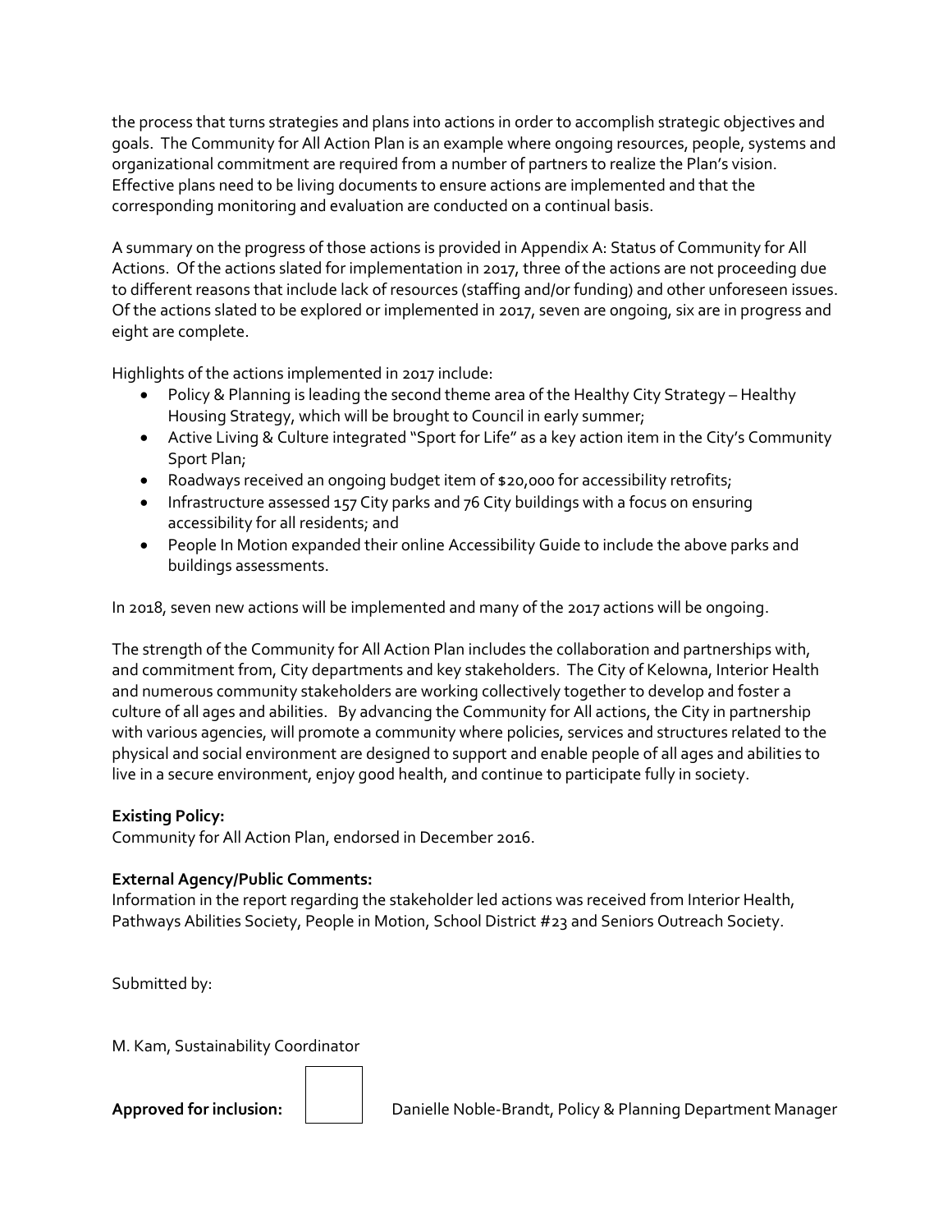the process that turns strategies and plans into actions in order to accomplish strategic objectives and goals. The Community for All Action Plan is an example where ongoing resources, people, systems and organizational commitment are required from a number of partners to realize the Plan's vision. Effective plans need to be living documents to ensure actions are implemented and that the corresponding monitoring and evaluation are conducted on a continual basis.

A summary on the progress of those actions is provided in Appendix A: Status of Community for All Actions. Of the actions slated for implementation in 2017, three of the actions are not proceeding due to different reasons that include lack of resources (staffing and/or funding) and other unforeseen issues. Of the actions slated to be explored or implemented in 2017, seven are ongoing, six are in progress and eight are complete.

Highlights of the actions implemented in 2017 include:

- Policy & Planning is leading the second theme area of the Healthy City Strategy – Healthy Housing Strategy, which will be brought to Council in early summer;
- Active Living & Culture integrated "Sport for Life" as a key action item in the City's Community Sport Plan;
- Roadways received an ongoing budget item of $20,000 for accessibility retrofits;
- Infrastructure assessed 157 City parks and 76 City buildings with a focus on ensuring accessibility for all residents; and
- People In Motion expanded their online Accessibility Guide to include the above parks and buildings assessments.

In 2018, seven new actions will be implemented and many of the 2017 actions will be ongoing.

The strength of the Community for All Action Plan includes the collaboration and partnerships with, and commitment from, City departments and key stakeholders. The City of Kelowna, Interior Health and numerous community stakeholders are working collectively together to develop and foster a culture of all ages and abilities. By advancing the Community for All actions, the City in partnership with various agencies, will promote a community where policies, services and structures related to the physical and social environment are designed to support and enable people of all ages and abilities to live in a secure environment, enjoy good health, and continue to participate fully in society.

**Existing Policy:**
Community for All Action Plan, endorsed in December 2016.

**External Agency/Public Comments:**
Information in the report regarding the stakeholder led actions was received from Interior Health, Pathways Abilities Society, People in Motion, School District #23 and Seniors Outreach Society.

Submitted by:

M. Kam, Sustainability Coordinator

**Approved for inclusion:** Danielle Noble-Brandt, Policy & Planning Department Manager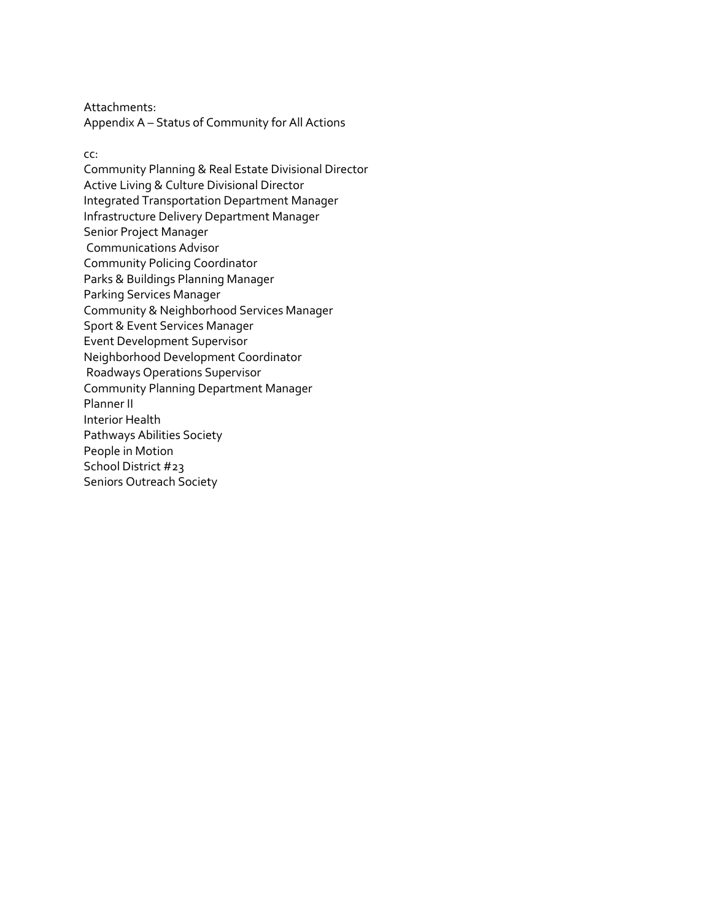Attachments:
Appendix A – Status of Community for All Actions

cc:
Community Planning & Real Estate Divisional Director
Active Living & Culture Divisional Director
Integrated Transportation Department Manager
Infrastructure Delivery Department Manager
Senior Project Manager
Communications Advisor
Community Policing Coordinator
Parks & Buildings Planning Manager
Parking Services Manager
Community & Neighborhood Services Manager
Sport & Event Services Manager
Event Development Supervisor
Neighborhood Development Coordinator
Roadways Operations Supervisor
Community Planning Department Manager
Planner II
Interior Health
Pathways Abilities Society
People in Motion
School District #23
Seniors Outreach Society